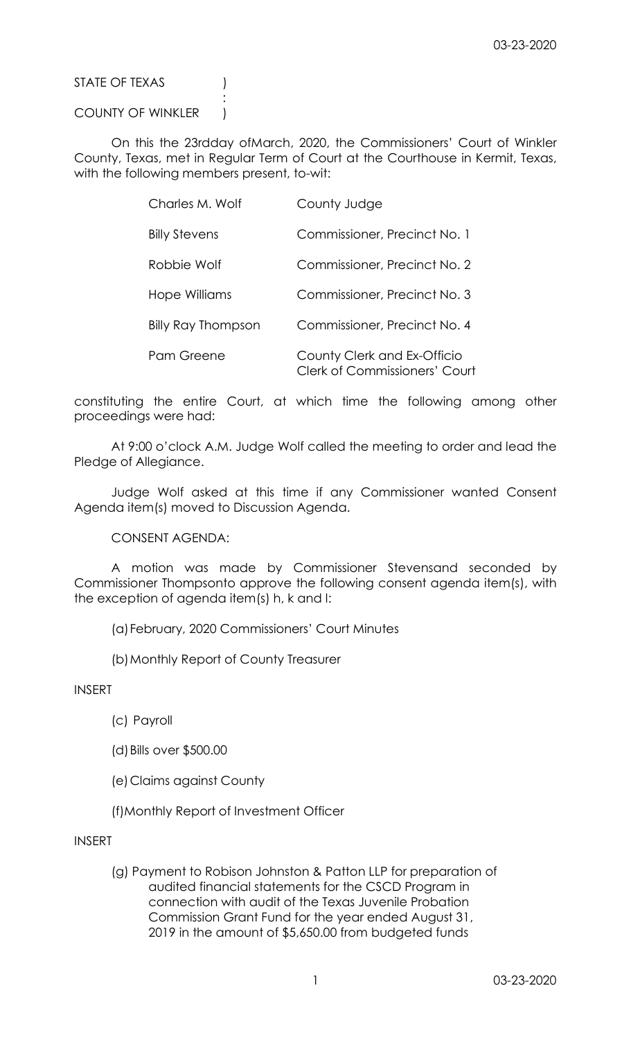STATE OF TEXAS )
:
COUNTY OF WINKLER )

On this the 23rdday ofMarch, 2020, the Commissioners' Court of Winkler County, Texas, met in Regular Term of Court at the Courthouse in Kermit, Texas, with the following members present, to-wit:

| | |
|---|---|
| Charles M. Wolf | County Judge |
| Billy Stevens | Commissioner, Precinct No. 1 |
| Robbie Wolf | Commissioner, Precinct No. 2 |
| Hope Williams | Commissioner, Precinct No. 3 |
| Billy Ray Thompson | Commissioner, Precinct No. 4 |
| Pam Greene | County Clerk and Ex-Officio Clerk of Commissioners' Court |

constituting the entire Court, at which time the following among other proceedings were had:

At 9:00 o'clock A.M. Judge Wolf called the meeting to order and lead the Pledge of Allegiance.

Judge Wolf asked at this time if any Commissioner wanted Consent Agenda item(s) moved to Discussion Agenda.

CONSENT AGENDA:

A motion was made by Commissioner Stevensand seconded by Commissioner Thompsonto approve the following consent agenda item(s), with the exception of agenda item(s) h, k and l:

(a) February, 2020 Commissioners' Court Minutes

(b) Monthly Report of County Treasurer

INSERT

(c) Payroll

(d) Bills over $500.00

(e) Claims against County

(f) Monthly Report of Investment Officer

INSERT

(g) Payment to Robison Johnston & Patton LLP for preparation of audited financial statements for the CSCD Program in connection with audit of the Texas Juvenile Probation Commission Grant Fund for the year ended August 31, 2019 in the amount of $5,650.00 from budgeted funds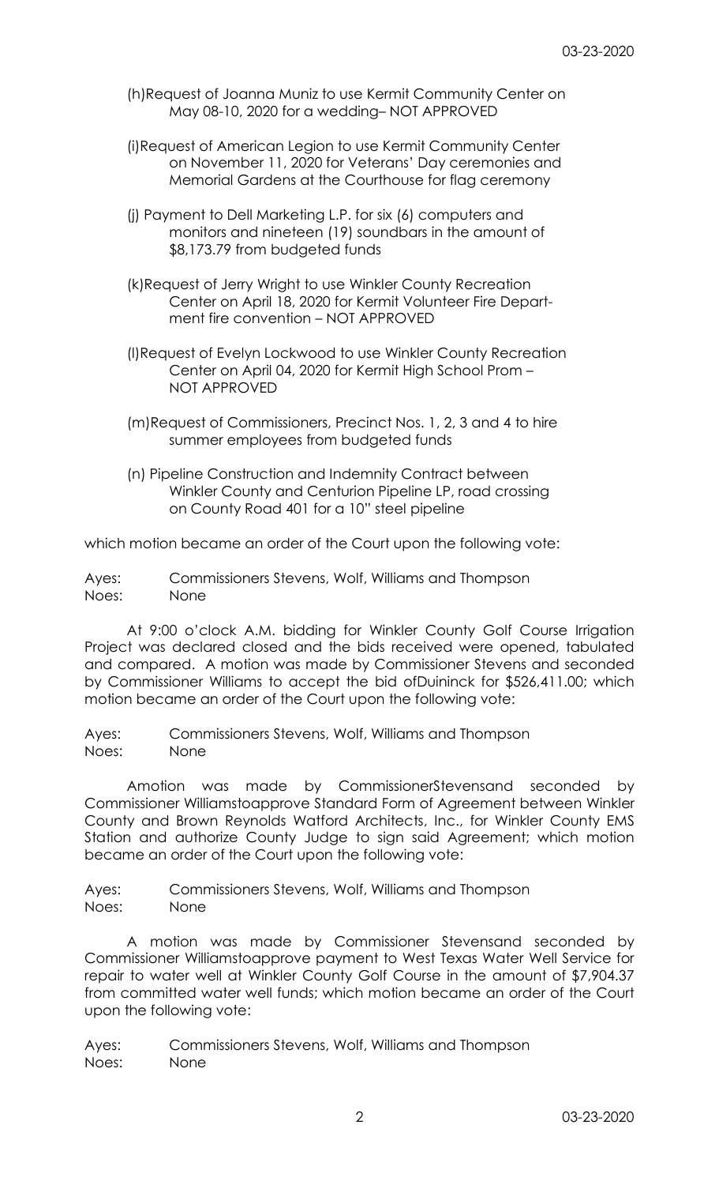(h)Request of Joanna Muniz to use Kermit Community Center on May 08-10, 2020 for a wedding– NOT APPROVED

(i)Request of American Legion to use Kermit Community Center on November 11, 2020 for Veterans' Day ceremonies and Memorial Gardens at the Courthouse for flag ceremony

(j) Payment to Dell Marketing L.P. for six (6) computers and monitors and nineteen (19) soundbars in the amount of $8,173.79 from budgeted funds

(k)Request of Jerry Wright to use Winkler County Recreation Center on April 18, 2020 for Kermit Volunteer Fire Department fire convention – NOT APPROVED

(l)Request of Evelyn Lockwood to use Winkler County Recreation Center on April 04, 2020 for Kermit High School Prom – NOT APPROVED

(m)Request of Commissioners, Precinct Nos. 1, 2, 3 and 4 to hire summer employees from budgeted funds

(n) Pipeline Construction and Indemnity Contract between Winkler County and Centurion Pipeline LP, road crossing on County Road 401 for a 10" steel pipeline

which motion became an order of the Court upon the following vote:

Ayes: Commissioners Stevens, Wolf, Williams and Thompson
Noes: None

At 9:00 o'clock A.M. bidding for Winkler County Golf Course Irrigation Project was declared closed and the bids received were opened, tabulated and compared. A motion was made by Commissioner Stevens and seconded by Commissioner Williams to accept the bid ofDuininck for $526,411.00; which motion became an order of the Court upon the following vote:

Ayes: Commissioners Stevens, Wolf, Williams and Thompson
Noes: None

Amotion was made by CommissionerStevensand seconded by Commissioner Williamstoapprove Standard Form of Agreement between Winkler County and Brown Reynolds Watford Architects, Inc., for Winkler County EMS Station and authorize County Judge to sign said Agreement; which motion became an order of the Court upon the following vote:

Ayes: Commissioners Stevens, Wolf, Williams and Thompson
Noes: None

A motion was made by Commissioner Stevensand seconded by Commissioner Williamstoapprove payment to West Texas Water Well Service for repair to water well at Winkler County Golf Course in the amount of $7,904.37 from committed water well funds; which motion became an order of the Court upon the following vote:

Ayes: Commissioners Stevens, Wolf, Williams and Thompson
Noes: None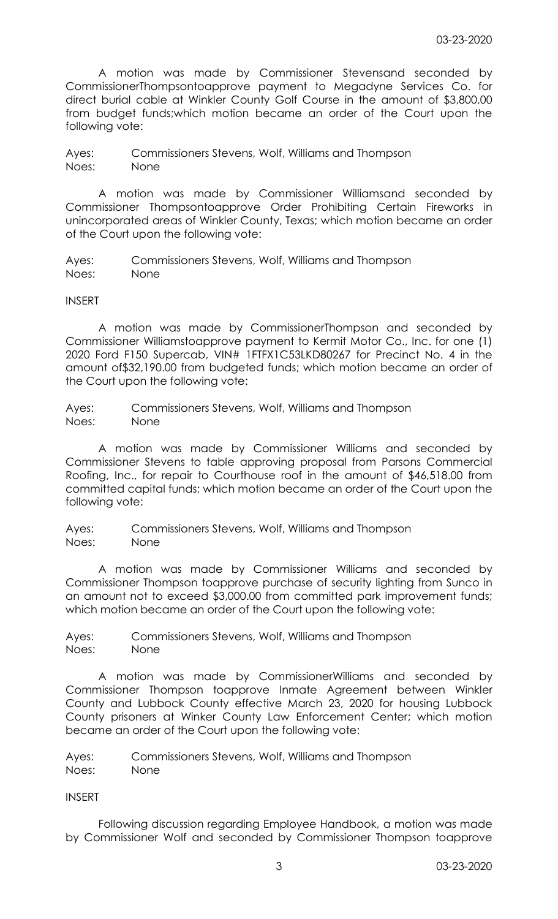A motion was made by Commissioner Stevensand seconded by CommissionerThompsontoapprove payment to Megadyne Services Co. for direct burial cable at Winkler County Golf Course in the amount of $3,800.00 from budget funds;which motion became an order of the Court upon the following vote:

Ayes: Commissioners Stevens, Wolf, Williams and Thompson
Noes: None

A motion was made by Commissioner Williamsand seconded by Commissioner Thompsontoapprove Order Prohibiting Certain Fireworks in unincorporated areas of Winkler County, Texas; which motion became an order of the Court upon the following vote:

Ayes: Commissioners Stevens, Wolf, Williams and Thompson
Noes: None

INSERT

A motion was made by CommissionerThompson and seconded by Commissioner Williamstoapprove payment to Kermit Motor Co., Inc. for one (1) 2020 Ford F150 Supercab, VIN# 1FTFX1C53LKD80267 for Precinct No. 4 in the amount of$32,190.00 from budgeted funds; which motion became an order of the Court upon the following vote:

Ayes: Commissioners Stevens, Wolf, Williams and Thompson
Noes: None

A motion was made by Commissioner Williams and seconded by Commissioner Stevens to table approving proposal from Parsons Commercial Roofing, Inc., for repair to Courthouse roof in the amount of $46,518.00 from committed capital funds; which motion became an order of the Court upon the following vote:

Ayes: Commissioners Stevens, Wolf, Williams and Thompson
Noes: None

A motion was made by Commissioner Williams and seconded by Commissioner Thompson toapprove purchase of security lighting from Sunco in an amount not to exceed $3,000.00 from committed park improvement funds; which motion became an order of the Court upon the following vote:

Ayes: Commissioners Stevens, Wolf, Williams and Thompson
Noes: None

A motion was made by CommissionerWilliams and seconded by Commissioner Thompson toapprove Inmate Agreement between Winkler County and Lubbock County effective March 23, 2020 for housing Lubbock County prisoners at Winker County Law Enforcement Center; which motion became an order of the Court upon the following vote:

Ayes: Commissioners Stevens, Wolf, Williams and Thompson
Noes: None

INSERT

Following discussion regarding Employee Handbook, a motion was made by Commissioner Wolf and seconded by Commissioner Thompson toapprove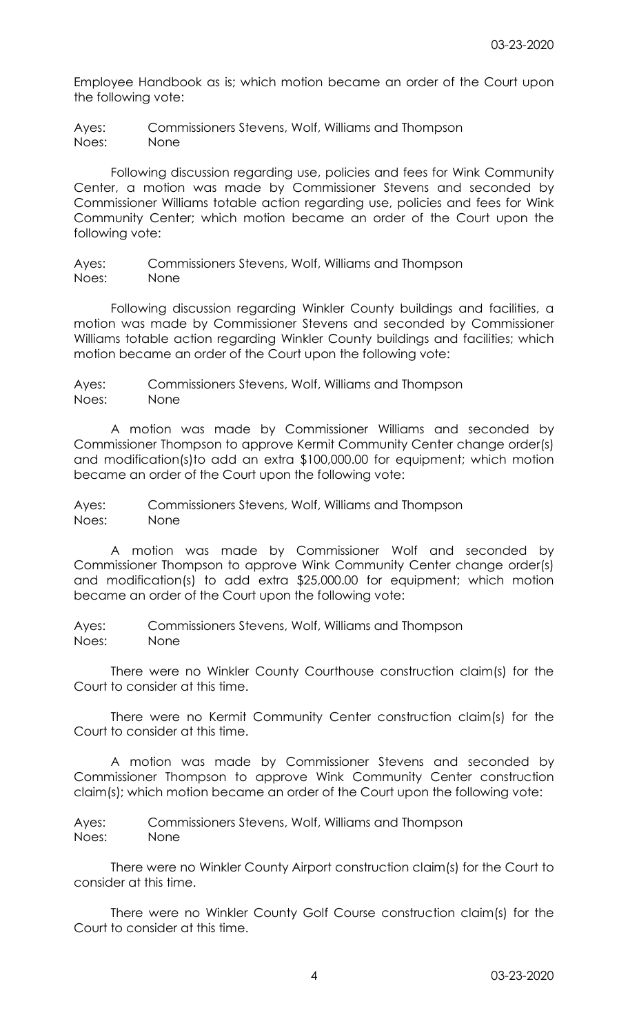Employee Handbook as is; which motion became an order of the Court upon the following vote:

Ayes: Commissioners Stevens, Wolf, Williams and Thompson
Noes: None

Following discussion regarding use, policies and fees for Wink Community Center, a motion was made by Commissioner Stevens and seconded by Commissioner Williams totable action regarding use, policies and fees for Wink Community Center; which motion became an order of the Court upon the following vote:

Ayes: Commissioners Stevens, Wolf, Williams and Thompson
Noes: None

Following discussion regarding Winkler County buildings and facilities, a motion was made by Commissioner Stevens and seconded by Commissioner Williams totable action regarding Winkler County buildings and facilities; which motion became an order of the Court upon the following vote:

Ayes: Commissioners Stevens, Wolf, Williams and Thompson
Noes: None

A motion was made by Commissioner Williams and seconded by Commissioner Thompson to approve Kermit Community Center change order(s) and modification(s)to add an extra $100,000.00 for equipment; which motion became an order of the Court upon the following vote:

Ayes: Commissioners Stevens, Wolf, Williams and Thompson
Noes: None

A motion was made by Commissioner Wolf and seconded by Commissioner Thompson to approve Wink Community Center change order(s) and modification(s) to add extra $25,000.00 for equipment; which motion became an order of the Court upon the following vote:

Ayes: Commissioners Stevens, Wolf, Williams and Thompson
Noes: None

There were no Winkler County Courthouse construction claim(s) for the Court to consider at this time.

There were no Kermit Community Center construction claim(s) for the Court to consider at this time.

A motion was made by Commissioner Stevens and seconded by Commissioner Thompson to approve Wink Community Center construction claim(s); which motion became an order of the Court upon the following vote:

Ayes: Commissioners Stevens, Wolf, Williams and Thompson
Noes: None

There were no Winkler County Airport construction claim(s) for the Court to consider at this time.

There were no Winkler County Golf Course construction claim(s) for the Court to consider at this time.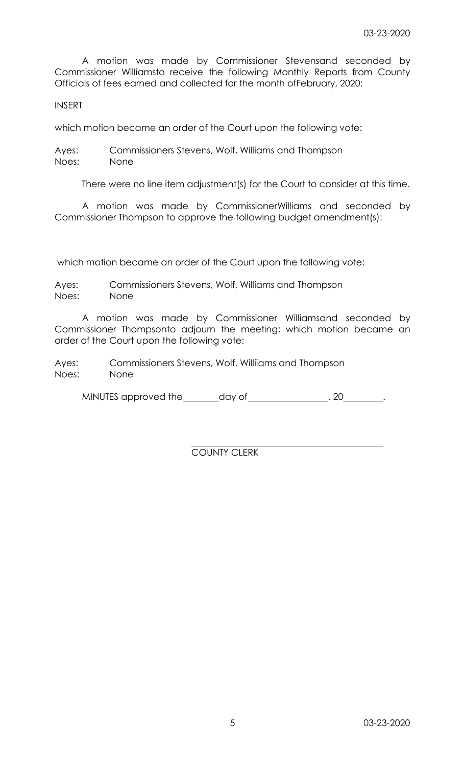A motion was made by Commissioner Stevensand seconded by Commissioner Williamsto receive the following Monthly Reports from County Officials of fees earned and collected for the month ofFebruary, 2020:

INSERT

which motion became an order of the Court upon the following vote:

Ayes: Commissioners Stevens, Wolf, Williams and Thompson
Noes: None

There were no line item adjustment(s) for the Court to consider at this time.

A motion was made by CommissionerWilliams and seconded by Commissioner Thompson to approve the following budget amendment(s):

which motion became an order of the Court upon the following vote:

Ayes: Commissioners Stevens, Wolf, Williams and Thompson
Noes: None

A motion was made by Commissioner Williamsand seconded by Commissioner Thompsonto adjourn the meeting; which motion became an order of the Court upon the following vote:

Ayes: Commissioners Stevens, Wolf, Williiams and Thompson
Noes: None

MINUTES approved the_______day of_______________, 20________.

_______________________________
COUNTY CLERK